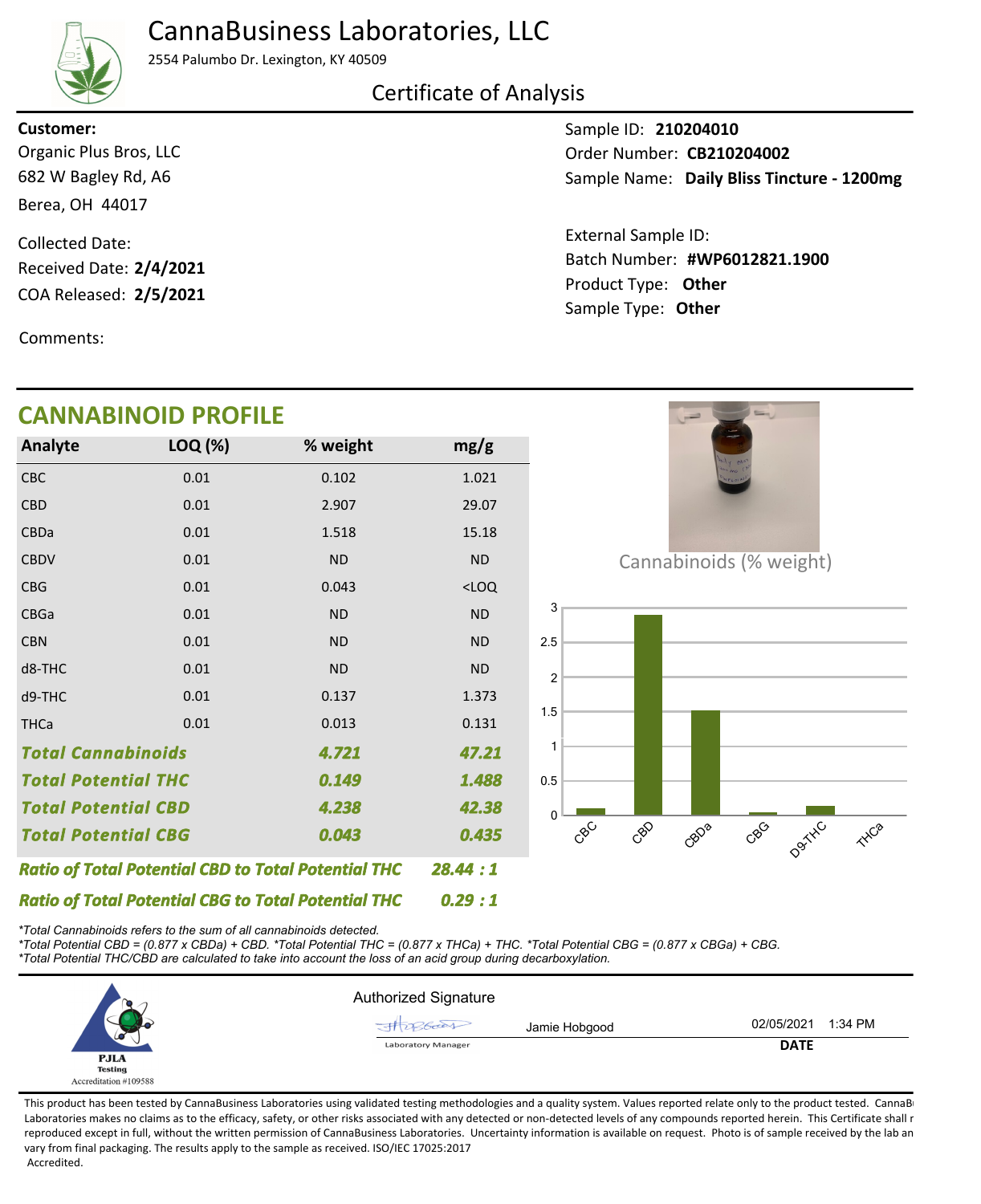# CannaBusiness Laboratories, LLC

2554 Palumbo Dr. Lexington, KY 40509

## Certificate of Analysis

**Customer:**
Organic Plus Bros, LLC
682 W Bagley Rd, A6
Berea, OH 44017

Collected Date:
Received Date: **2/4/2021**
COA Released: **2/5/2021**

Comments:

Sample ID: **210204010**
Order Number: **CB210204002**
Sample Name: **Daily Bliss Tincture - 1200mg**

External Sample ID:
Batch Number: **#WP6012821.1900**
Product Type: **Other**
Sample Type: **Other**

## CANNABINOID PROFILE

| Analyte | LOQ (%) | % weight | mg/g |
|---|---|---|---|
| CBC | 0.01 | 0.102 | 1.021 |
| CBD | 0.01 | 2.907 | 29.07 |
| CBDa | 0.01 | 1.518 | 15.18 |
| CBDV | 0.01 | ND | ND |
| CBG | 0.01 | 0.043 | <LOQ |
| CBGa | 0.01 | ND | ND |
| CBN | 0.01 | ND | ND |
| d8-THC | 0.01 | ND | ND |
| d9-THC | 0.01 | 0.137 | 1.373 |
| THCa | 0.01 | 0.013 | 0.131 |
| ***Total Cannabinoids*** | | ***4.721*** | ***47.21*** |
| ***Total Potential THC*** | | ***0.149*** | ***1.488*** |
| ***Total Potential CBD*** | | ***4.238*** | ***42.38*** |
| ***Total Potential CBG*** | | ***0.043*** | ***0.435*** |

***Ratio of Total Potential CBD to Total Potential THC*** ***28.44 : 1***

***Ratio of Total Potential CBG to Total Potential THC*** ***0.29 : 1***

Cannabinoids (% weight)

*\*Total Cannabinoids refers to the sum of all cannabinoids detected.*
*\*Total Potential CBD = (0.877 x CBDa) + CBD. \*Total Potential THC = (0.877 x THCa) + THC. \*Total Potential CBG = (0.877 x CBGa) + CBG.*
*\*Total Potential THC/CBD are calculated to take into account the loss of an acid group during decarboxylation.*

PJLA Testing
Accreditation #109588

Authorized Signature

Jamie Hobgood
Laboratory Manager

02/05/2021 1:34 PM
**DATE**

This product has been tested by CannaBusiness Laboratories using validated testing methodologies and a quality system. Values reported relate only to the product tested. CannaBusiness Laboratories makes no claims as to the efficacy, safety, or other risks associated with any detected or non-detected levels of any compounds reported herein. This Certificate shall not be reproduced except in full, without the written permission of CannaBusiness Laboratories. Uncertainty information is available on request. Photo is of sample received by the lab and may vary from final packaging. The results apply to the sample as received. ISO/IEC 17025:2017 Accredited.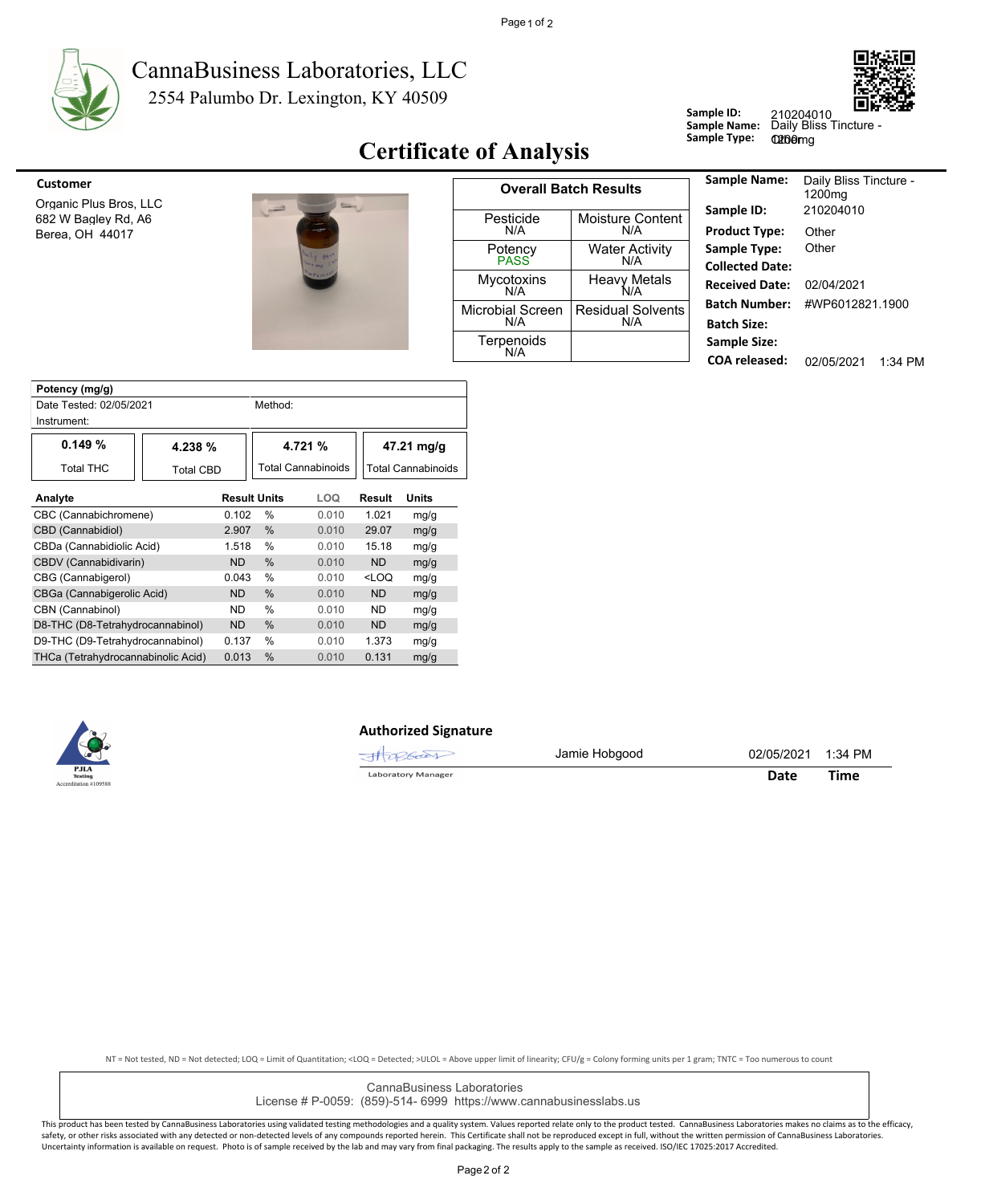# CannaBusiness Laboratories, LLC

2554 Palumbo Dr. Lexington, KY 40509

**Sample ID:** 210204010
**Sample Name:** Daily Bliss Tincture - 1200mg
**Sample Type:** Other

# Certificate of Analysis

**Customer**

Organic Plus Bros, LLC
682 W Bagley Rd, A6
Berea, OH 44017

| Overall Batch Results | |
|---|---|
| Pesticide N/A | Moisture Content N/A |
| Potency PASS | Water Activity N/A |
| Mycotoxins N/A | Heavy Metals N/A |
| Microbial Screen N/A | Residual Solvents N/A |
| Terpenoids N/A | |

| | |
|---|---|
| **Sample Name:** | Daily Bliss Tincture - 1200mg |
| **Sample ID:** | 210204010 |
| **Product Type:** | Other |
| **Sample Type:** | Other |
| **Collected Date:** | |
| **Received Date:** | 02/04/2021 |
| **Batch Number:** | #WP6012821.1900 |
| **Batch Size:** | |
| **Sample Size:** | |
| **COA released:** | 02/05/2021 1:34 PM |

**Potency (mg/g)**

Date Tested: 02/05/2021
Method:
Instrument:

| 0.149 % | 4.238 % | 4.721 % | 47.21 mg/g |
|---|---|---|---|
| Total THC | Total CBD | Total Cannabinoids | Total Cannabinoids |

| Analyte | Result | Units | LOQ | Result | Units |
|---|---|---|---|---|---|
| CBC (Cannabichromene) | 0.102 | % | 0.010 | 1.021 | mg/g |
| CBD (Cannabidiol) | 2.907 | % | 0.010 | 29.07 | mg/g |
| CBDa (Cannabidiolic Acid) | 1.518 | % | 0.010 | 15.18 | mg/g |
| CBDV (Cannabidivarin) | ND | % | 0.010 | ND | mg/g |
| CBG (Cannabigerol) | 0.043 | % | 0.010 | <LOQ | mg/g |
| CBGa (Cannabigerolic Acid) | ND | % | 0.010 | ND | mg/g |
| CBN (Cannabinol) | ND | % | 0.010 | ND | mg/g |
| D8-THC (D8-Tetrahydrocannabinol) | ND | % | 0.010 | ND | mg/g |
| D9-THC (D9-Tetrahydrocannabinol) | 0.137 | % | 0.010 | 1.373 | mg/g |
| THCa (Tetrahydrocannabinolic Acid) | 0.013 | % | 0.010 | 0.131 | mg/g |

PJLA Testing Accreditation #109588

**Authorized Signature**

| | | | |
|---|---|---|---|
| Laboratory Manager | Jamie Hobgood | 02/05/2021 | 1:34 PM |
| | | **Date** | **Time** |

NT = Not tested, ND = Not detected; LOQ = Limit of Quantitation; <LOQ = Detected; >ULOL = Above upper limit of linearity; CFU/g = Colony forming units per 1 gram; TNTC = Too numerous to count

CannaBusiness Laboratories
License # P-0059: (859)-514- 6999 https://www.cannabusinesslabs.us

This product has been tested by CannaBusiness Laboratories using validated testing methodologies and a quality system. Values reported relate only to the product tested. CannaBusiness Laboratories makes no claims as to the efficacy, safety, or other risks associated with any detected or non-detected levels of any compounds reported herein. This Certificate shall not be reproduced except in full, without the written permission of CannaBusiness Laboratories. Uncertainty information is available on request. Photo is of sample received by the lab and may vary from final packaging. The results apply to the sample as received. ISO/IEC 17025:2017 Accredited.